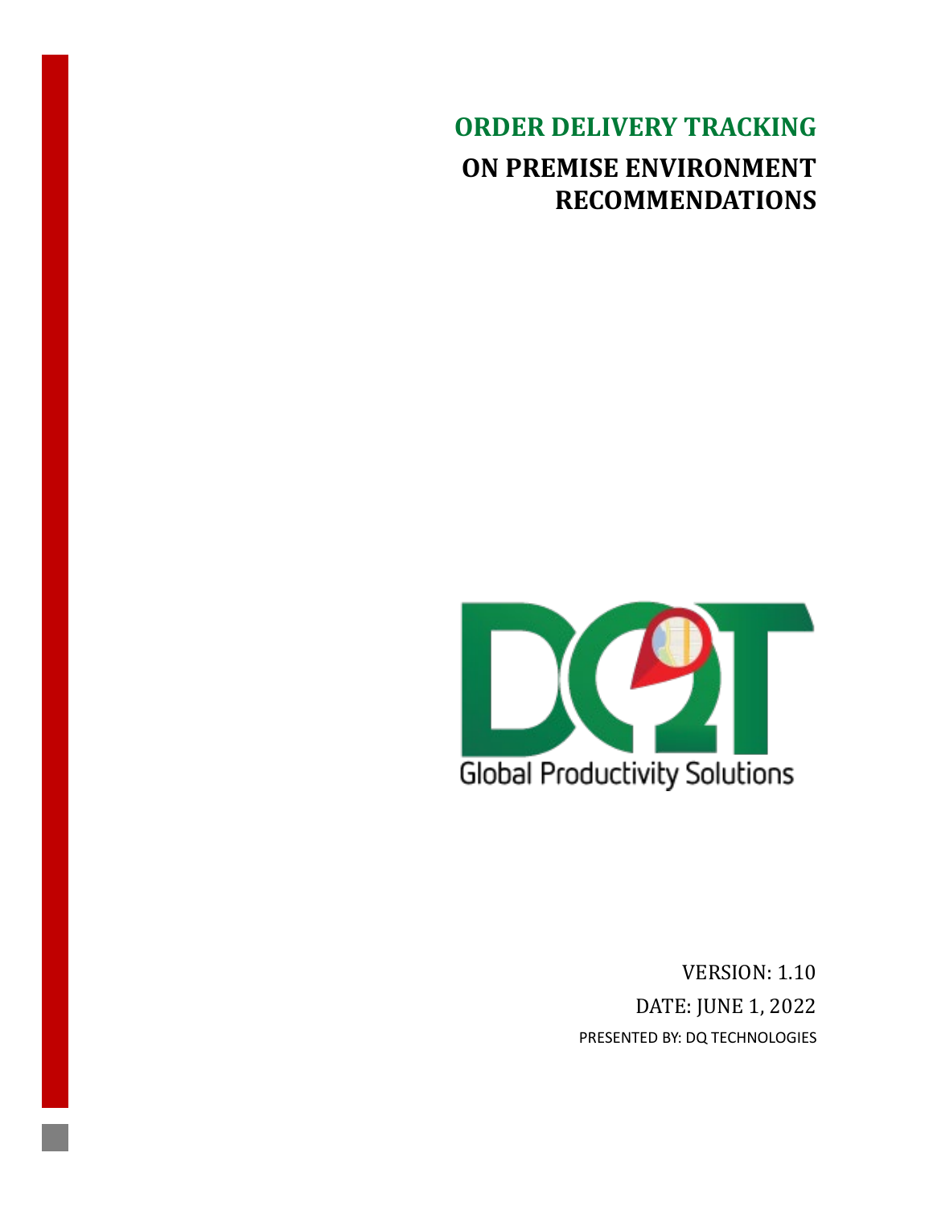# ORDER DELIVERY TRACKING

## ON PREMISE ENVIRONMENT RECOMMENDATIONS

Global Productivity Solutions

VERSION: 1.10

DATE: JUNE 1, 2022

PRESENTED BY: DQ TECHNOLOGIES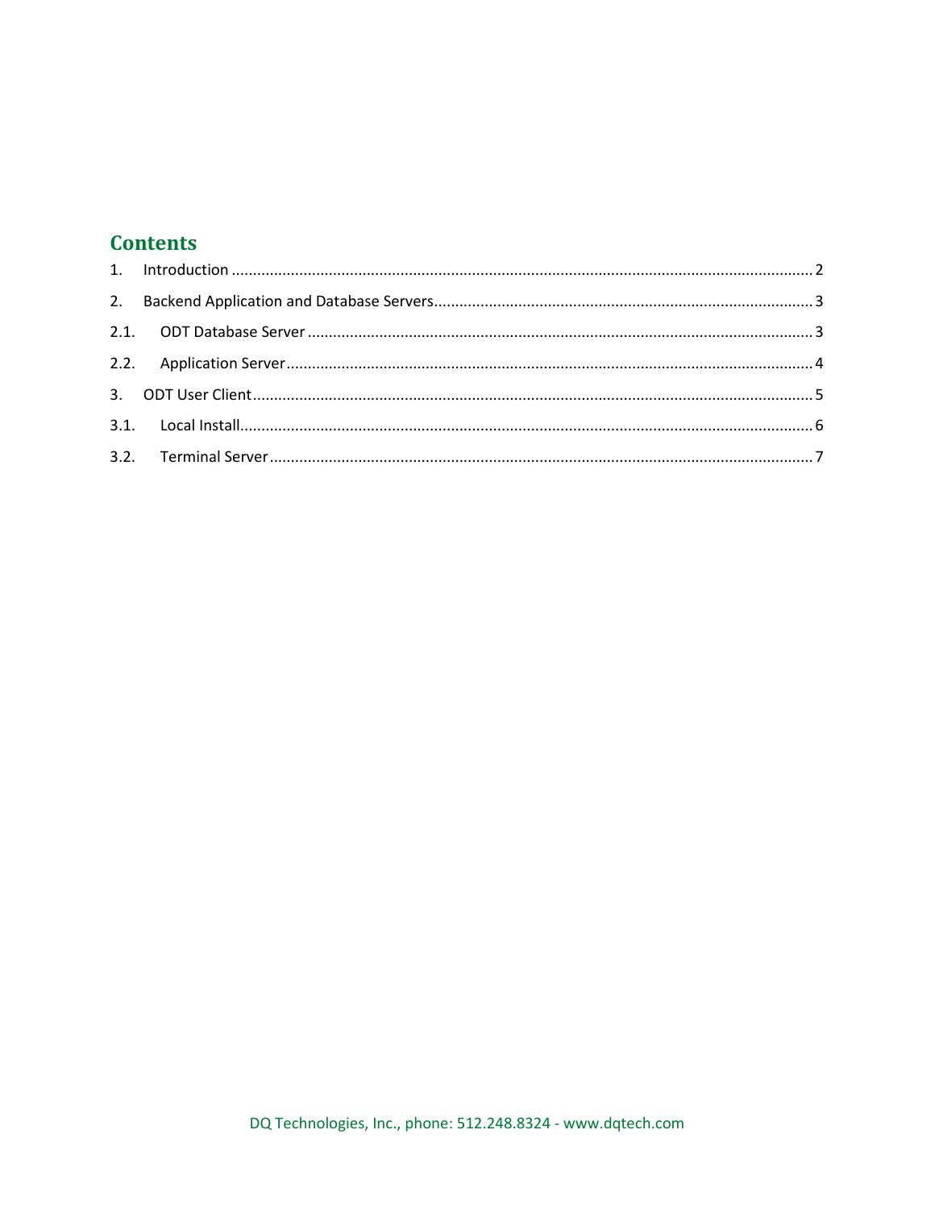# Contents

1. Introduction ........ 2
2. Backend Application and Database Servers ........ 3
   - 2.1. ODT Database Server ........ 3
   - 2.2. Application Server ........ 4
3. ODT User Client ........ 5
   - 3.1. Local Install ........ 6
   - 3.2. Terminal Server ........ 7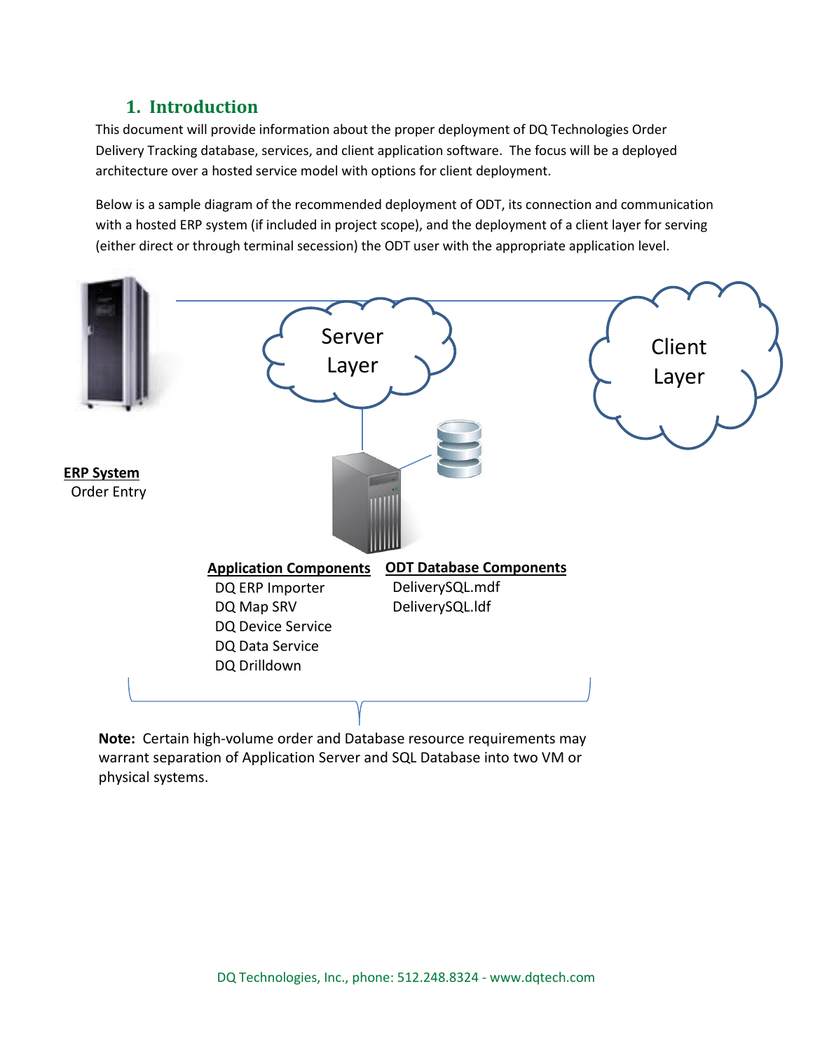## 1. Introduction

This document will provide information about the proper deployment of DQ Technologies Order Delivery Tracking database, services, and client application software. The focus will be a deployed architecture over a hosted service model with options for client deployment.

Below is a sample diagram of the recommended deployment of ODT, its connection and communication with a hosted ERP system (if included in project scope), and the deployment of a client layer for serving (either direct or through terminal secession) the ODT user with the appropriate application level.

Server Layer

Client Layer

**ERP System**
Order Entry

**Application Components**
- DQ ERP Importer
- DQ Map SRV
- DQ Device Service
- DQ Data Service
- DQ Drilldown

**ODT Database Components**
- DeliverySQL.mdf
- DeliverySQL.ldf

**Note:** Certain high-volume order and Database resource requirements may warrant separation of Application Server and SQL Database into two VM or physical systems.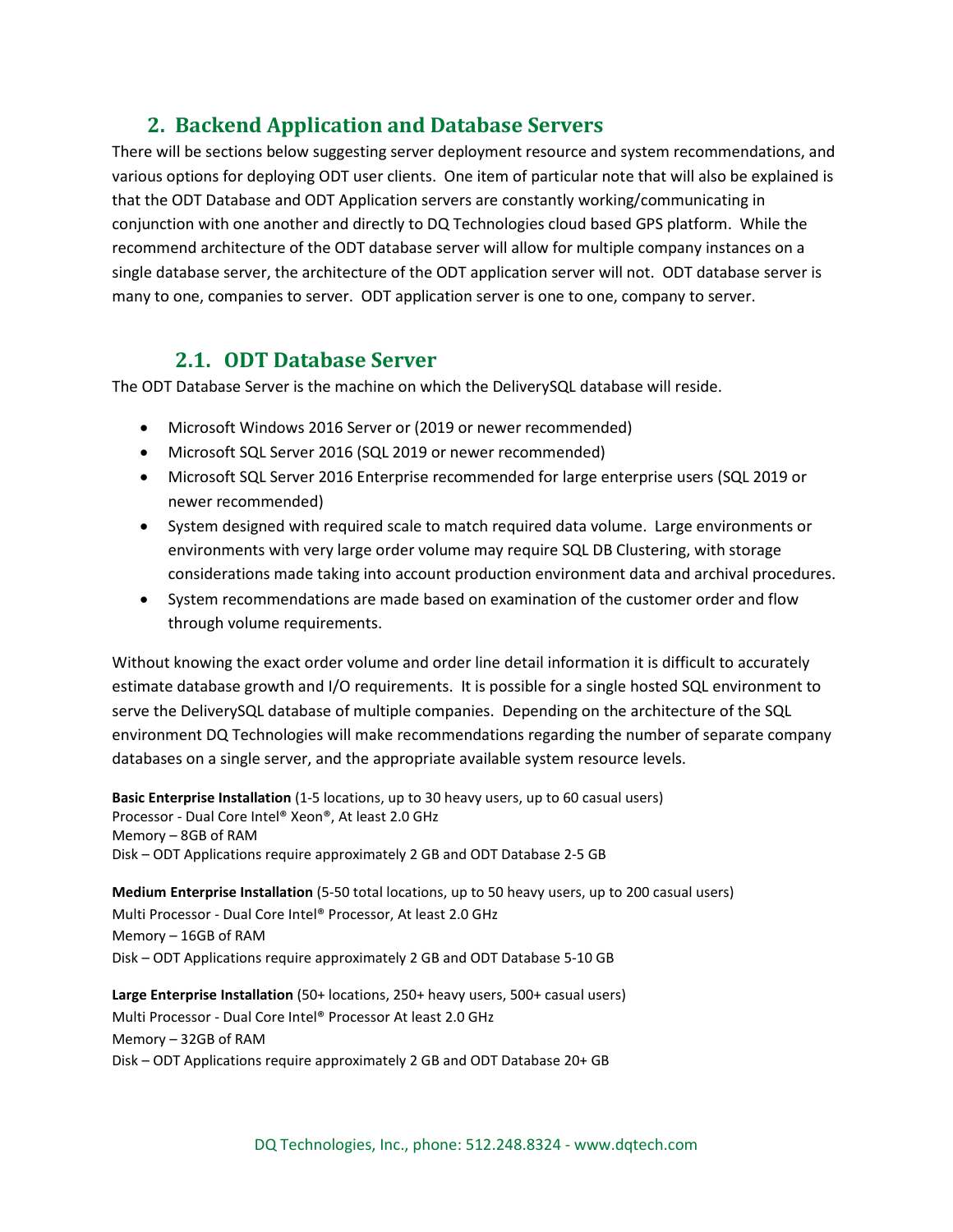## 2. Backend Application and Database Servers

There will be sections below suggesting server deployment resource and system recommendations, and various options for deploying ODT user clients. One item of particular note that will also be explained is that the ODT Database and ODT Application servers are constantly working/communicating in conjunction with one another and directly to DQ Technologies cloud based GPS platform. While the recommend architecture of the ODT database server will allow for multiple company instances on a single database server, the architecture of the ODT application server will not. ODT database server is many to one, companies to server. ODT application server is one to one, company to server.

### 2.1. ODT Database Server

The ODT Database Server is the machine on which the DeliverySQL database will reside.

- Microsoft Windows 2016 Server or (2019 or newer recommended)
- Microsoft SQL Server 2016 (SQL 2019 or newer recommended)
- Microsoft SQL Server 2016 Enterprise recommended for large enterprise users (SQL 2019 or newer recommended)
- System designed with required scale to match required data volume. Large environments or environments with very large order volume may require SQL DB Clustering, with storage considerations made taking into account production environment data and archival procedures.
- System recommendations are made based on examination of the customer order and flow through volume requirements.

Without knowing the exact order volume and order line detail information it is difficult to accurately estimate database growth and I/O requirements. It is possible for a single hosted SQL environment to serve the DeliverySQL database of multiple companies. Depending on the architecture of the SQL environment DQ Technologies will make recommendations regarding the number of separate company databases on a single server, and the appropriate available system resource levels.

**Basic Enterprise Installation** (1-5 locations, up to 30 heavy users, up to 60 casual users)
Processor - Dual Core Intel® Xeon®, At least 2.0 GHz
Memory – 8GB of RAM
Disk – ODT Applications require approximately 2 GB and ODT Database 2-5 GB

**Medium Enterprise Installation** (5-50 total locations, up to 50 heavy users, up to 200 casual users)
Multi Processor - Dual Core Intel® Processor, At least 2.0 GHz
Memory – 16GB of RAM
Disk – ODT Applications require approximately 2 GB and ODT Database 5-10 GB

**Large Enterprise Installation** (50+ locations, 250+ heavy users, 500+ casual users)
Multi Processor - Dual Core Intel® Processor At least 2.0 GHz
Memory – 32GB of RAM
Disk – ODT Applications require approximately 2 GB and ODT Database 20+ GB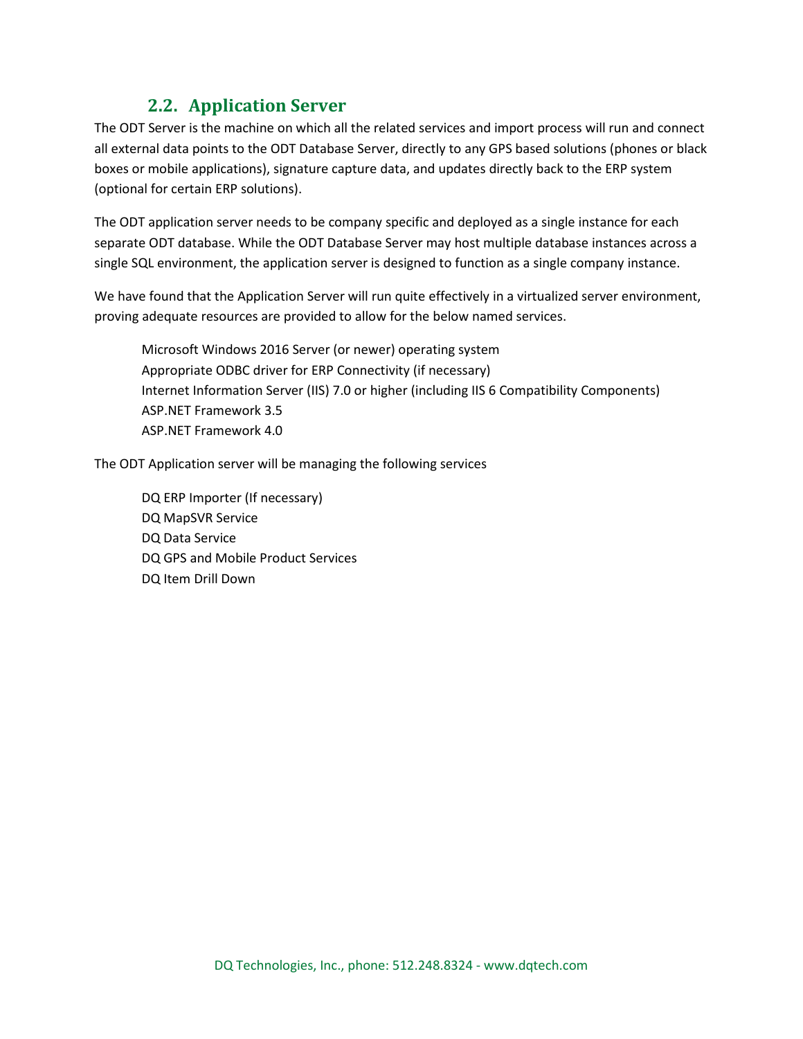## 2.2. Application Server

The ODT Server is the machine on which all the related services and import process will run and connect all external data points to the ODT Database Server, directly to any GPS based solutions (phones or black boxes or mobile applications), signature capture data, and updates directly back to the ERP system (optional for certain ERP solutions).

The ODT application server needs to be company specific and deployed as a single instance for each separate ODT database. While the ODT Database Server may host multiple database instances across a single SQL environment, the application server is designed to function as a single company instance.

We have found that the Application Server will run quite effectively in a virtualized server environment, proving adequate resources are provided to allow for the below named services.

- Microsoft Windows 2016 Server (or newer) operating system
- Appropriate ODBC driver for ERP Connectivity (if necessary)
- Internet Information Server (IIS) 7.0 or higher (including IIS 6 Compatibility Components)
- ASP.NET Framework 3.5
- ASP.NET Framework 4.0

The ODT Application server will be managing the following services

- DQ ERP Importer (If necessary)
- DQ MapSVR Service
- DQ Data Service
- DQ GPS and Mobile Product Services
- DQ Item Drill Down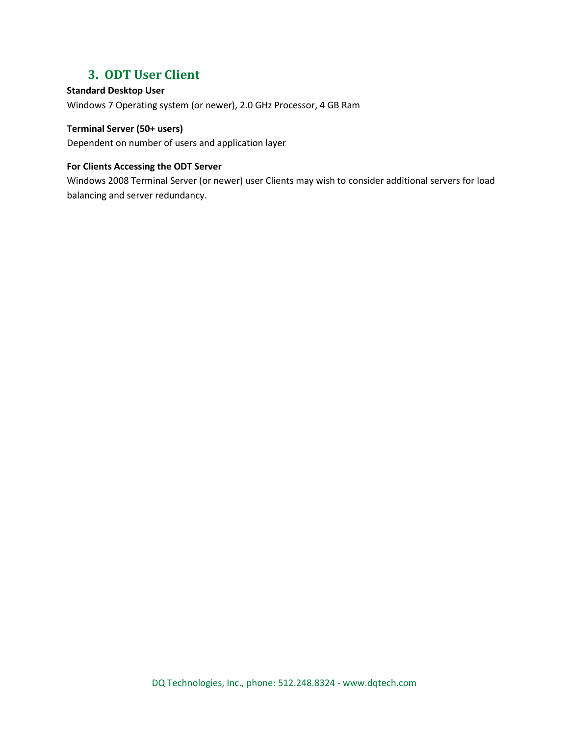## 3. ODT User Client

**Standard Desktop User**

Windows 7 Operating system (or newer), 2.0 GHz Processor, 4 GB Ram

**Terminal Server (50+ users)**

Dependent on number of users and application layer

**For Clients Accessing the ODT Server**

Windows 2008 Terminal Server (or newer) user Clients may wish to consider additional servers for load balancing and server redundancy.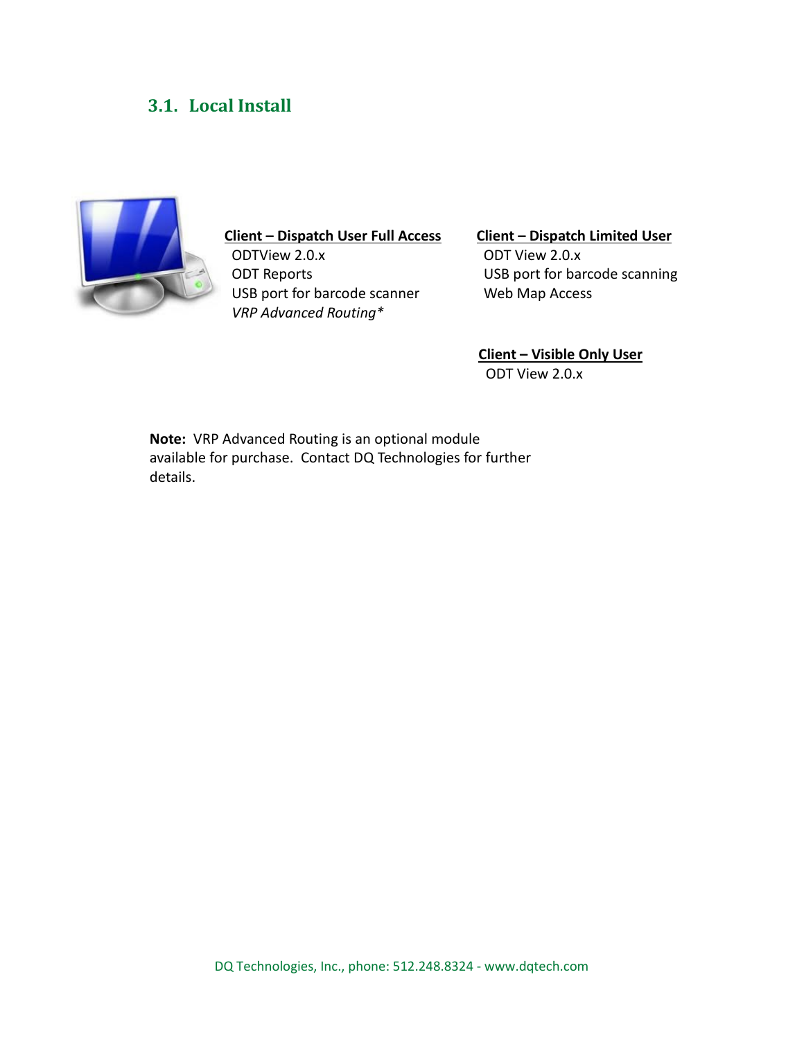## 3.1. Local Install

**Client – Dispatch User Full Access**

ODTView 2.0.x
ODT Reports
USB port for barcode scanner
*VRP Advanced Routing**

**Client – Dispatch Limited User**

ODT View 2.0.x
USB port for barcode scanning
Web Map Access

**Client – Visible Only User**

ODT View 2.0.x

**Note:** VRP Advanced Routing is an optional module available for purchase. Contact DQ Technologies for further details.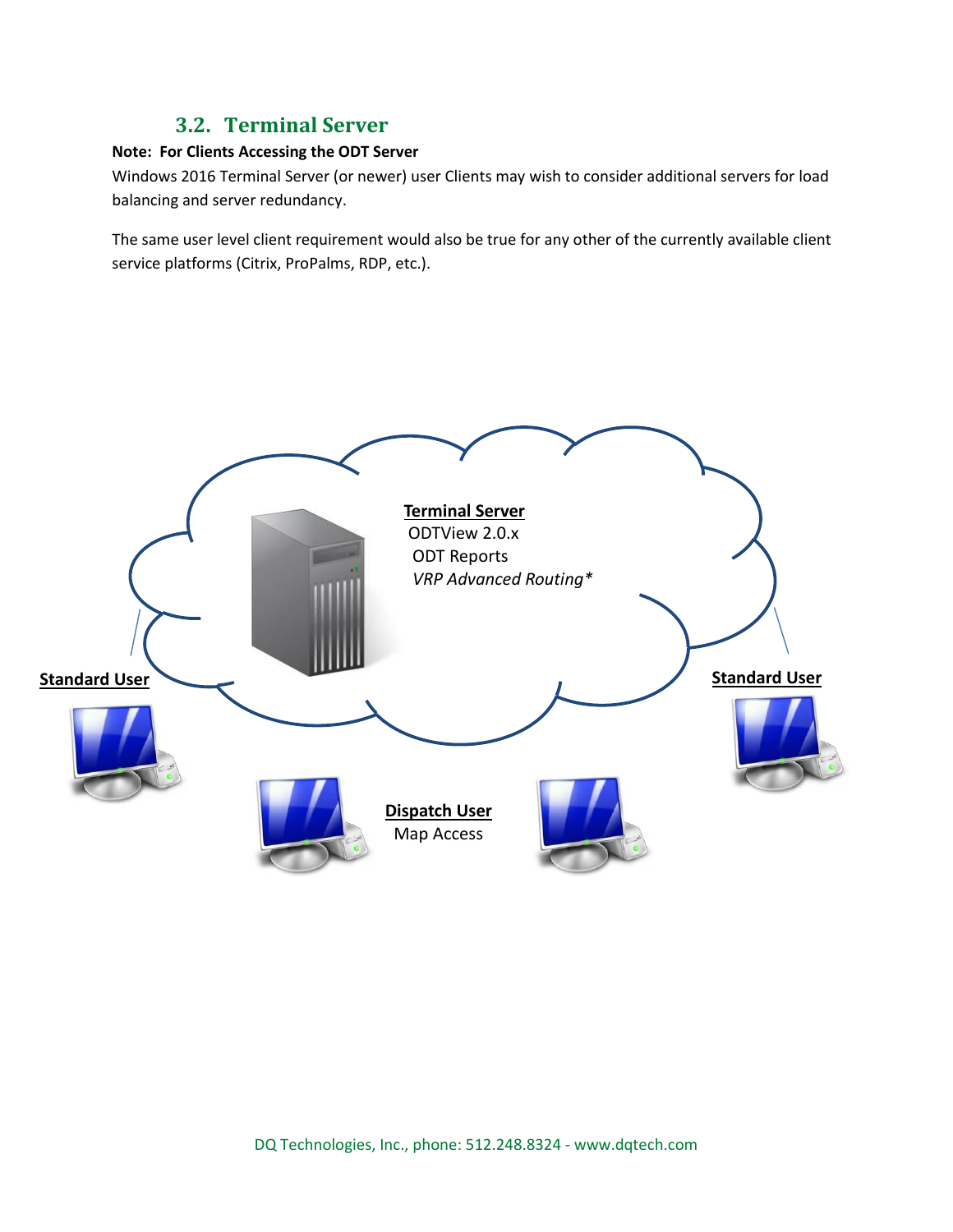### 3.2. Terminal Server

**Note: For Clients Accessing the ODT Server**

Windows 2016 Terminal Server (or newer) user Clients may wish to consider additional servers for load balancing and server redundancy.

The same user level client requirement would also be true for any other of the currently available client service platforms (Citrix, ProPalms, RDP, etc.).

**Terminal Server**
ODTView 2.0.x
ODT Reports
*VRP Advanced Routing**

**Standard User**

**Standard User**

**Dispatch User**
Map Access